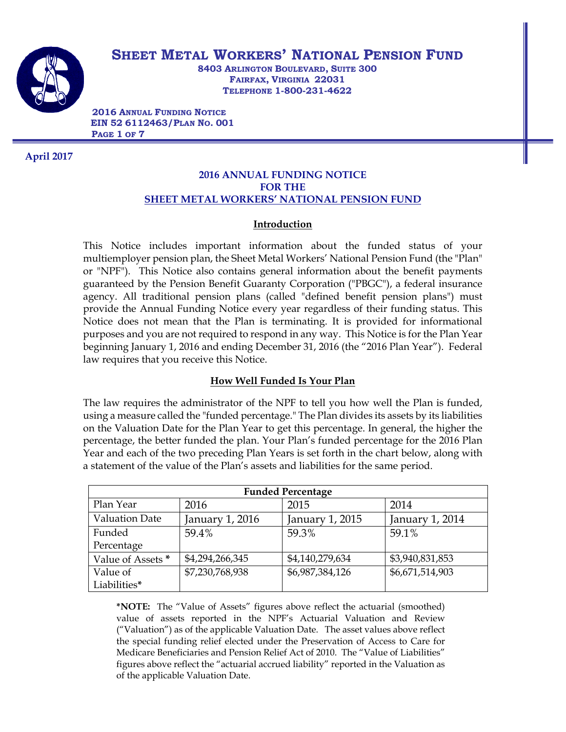# SHEET METAL WORKERS' NATIONAL PENSION FUND

8403 ARLINGTON BOULEVARD, SUITE 300
FAIRFAX, VIRGINIA 22031
TELEPHONE 1-800-231-4622

**2016 ANNUAL FUNDING NOTICE**
**EIN 52 6112463/PLAN NO. 001**

**April 2017**

## 2016 ANNUAL FUNDING NOTICE FOR THE SHEET METAL WORKERS' NATIONAL PENSION FUND

### Introduction

This Notice includes important information about the funded status of your multiemployer pension plan, the Sheet Metal Workers' National Pension Fund (the "Plan" or "NPF"). This Notice also contains general information about the benefit payments guaranteed by the Pension Benefit Guaranty Corporation ("PBGC"), a federal insurance agency. All traditional pension plans (called "defined benefit pension plans") must provide the Annual Funding Notice every year regardless of their funding status. This Notice does not mean that the Plan is terminating. It is provided for informational purposes and you are not required to respond in any way. This Notice is for the Plan Year beginning January 1, 2016 and ending December 31, 2016 (the "2016 Plan Year"). Federal law requires that you receive this Notice.

### How Well Funded Is Your Plan

The law requires the administrator of the NPF to tell you how well the Plan is funded, using a measure called the "funded percentage." The Plan divides its assets by its liabilities on the Valuation Date for the Plan Year to get this percentage. In general, the higher the percentage, the better funded the plan. Your Plan's funded percentage for the 2016 Plan Year and each of the two preceding Plan Years is set forth in the chart below, along with a statement of the value of the Plan's assets and liabilities for the same period.

| **Funded Percentage** | | | |
|---|---|---|---|
| Plan Year | 2016 | 2015 | 2014 |
| Valuation Date | January 1, 2016 | January 1, 2015 | January 1, 2014 |
| Funded Percentage | 59.4% | 59.3% | 59.1% |
| Value of Assets * | $4,294,266,345 | $4,140,279,634 | $3,940,831,853 |
| Value of Liabilities* | $7,230,768,938 | $6,987,384,126 | $6,671,514,903 |

***NOTE:** The "Value of Assets" figures above reflect the actuarial (smoothed) value of assets reported in the NPF's Actuarial Valuation and Review ("Valuation") as of the applicable Valuation Date. The asset values above reflect the special funding relief elected under the Preservation of Access to Care for Medicare Beneficiaries and Pension Relief Act of 2010. The "Value of Liabilities" figures above reflect the "actuarial accrued liability" reported in the Valuation as of the applicable Valuation Date.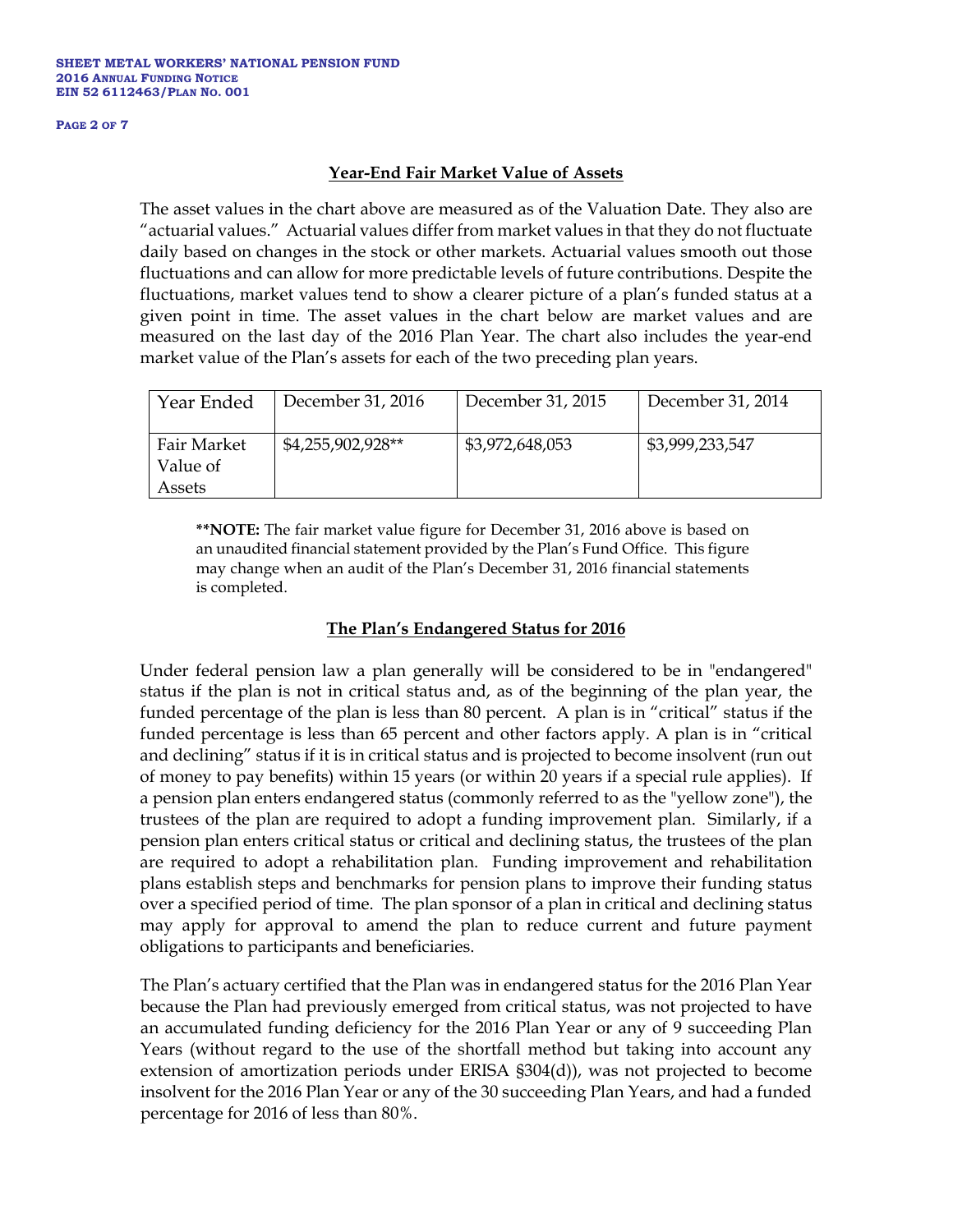## Year-End Fair Market Value of Assets

The asset values in the chart above are measured as of the Valuation Date. They also are "actuarial values." Actuarial values differ from market values in that they do not fluctuate daily based on changes in the stock or other markets. Actuarial values smooth out those fluctuations and can allow for more predictable levels of future contributions. Despite the fluctuations, market values tend to show a clearer picture of a plan's funded status at a given point in time. The asset values in the chart below are market values and are measured on the last day of the 2016 Plan Year. The chart also includes the year-end market value of the Plan's assets for each of the two preceding plan years.

| Year Ended | December 31, 2016 | December 31, 2015 | December 31, 2014 |
|---|---|---|---|
| Fair Market Value of Assets | $4,255,902,928** | $3,972,648,053 | $3,999,233,547 |

**NOTE: The fair market value figure for December 31, 2016 above is based on an unaudited financial statement provided by the Plan's Fund Office. This figure may change when an audit of the Plan's December 31, 2016 financial statements is completed.

## The Plan's Endangered Status for 2016

Under federal pension law a plan generally will be considered to be in "endangered" status if the plan is not in critical status and, as of the beginning of the plan year, the funded percentage of the plan is less than 80 percent. A plan is in "critical" status if the funded percentage is less than 65 percent and other factors apply. A plan is in "critical and declining" status if it is in critical status and is projected to become insolvent (run out of money to pay benefits) within 15 years (or within 20 years if a special rule applies). If a pension plan enters endangered status (commonly referred to as the "yellow zone"), the trustees of the plan are required to adopt a funding improvement plan. Similarly, if a pension plan enters critical status or critical and declining status, the trustees of the plan are required to adopt a rehabilitation plan. Funding improvement and rehabilitation plans establish steps and benchmarks for pension plans to improve their funding status over a specified period of time. The plan sponsor of a plan in critical and declining status may apply for approval to amend the plan to reduce current and future payment obligations to participants and beneficiaries.

The Plan's actuary certified that the Plan was in endangered status for the 2016 Plan Year because the Plan had previously emerged from critical status, was not projected to have an accumulated funding deficiency for the 2016 Plan Year or any of 9 succeeding Plan Years (without regard to the use of the shortfall method but taking into account any extension of amortization periods under ERISA §304(d)), was not projected to become insolvent for the 2016 Plan Year or any of the 30 succeeding Plan Years, and had a funded percentage for 2016 of less than 80%.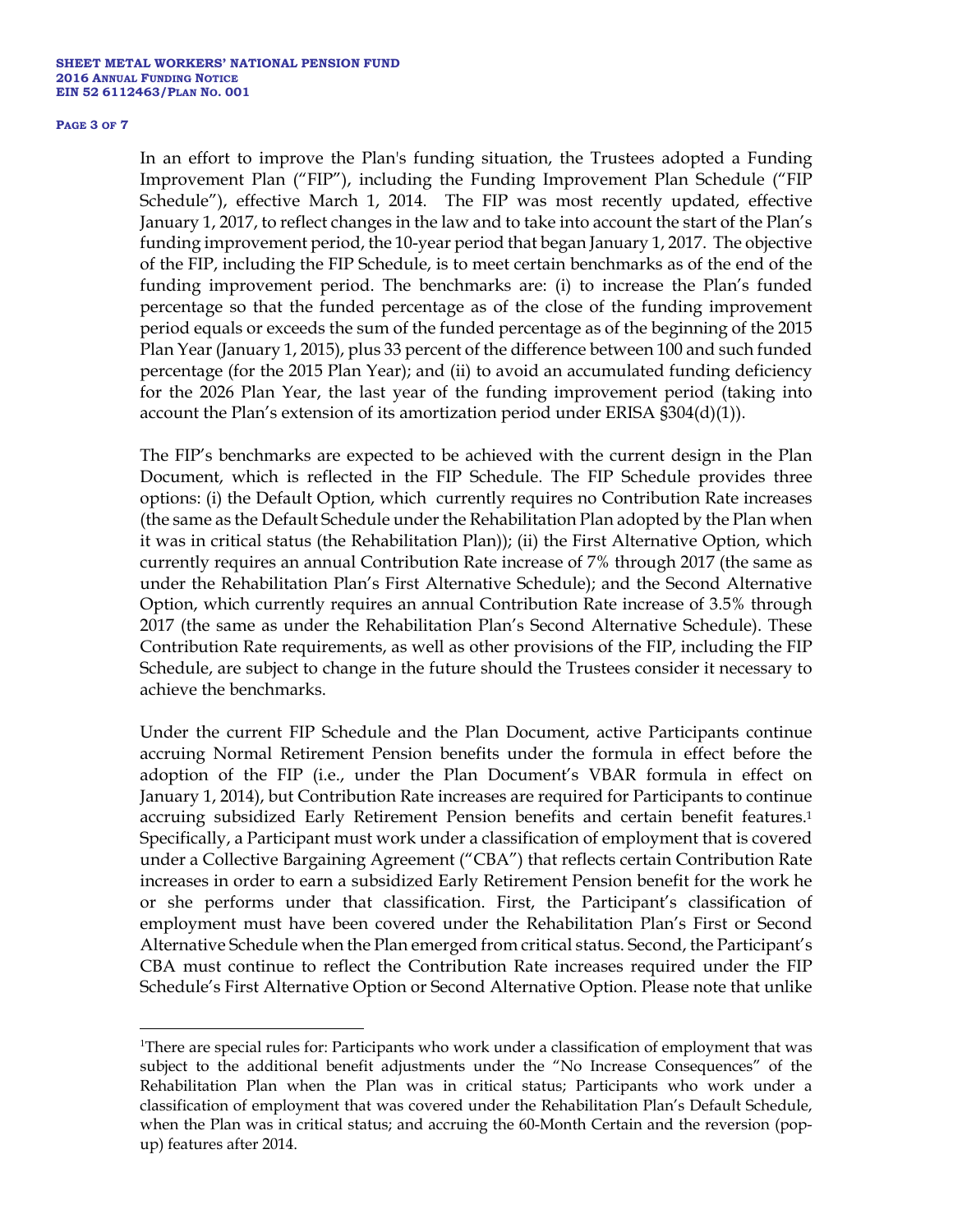In an effort to improve the Plan's funding situation, the Trustees adopted a Funding Improvement Plan ("FIP"), including the Funding Improvement Plan Schedule ("FIP Schedule"), effective March 1, 2014. The FIP was most recently updated, effective January 1, 2017, to reflect changes in the law and to take into account the start of the Plan's funding improvement period, the 10-year period that began January 1, 2017. The objective of the FIP, including the FIP Schedule, is to meet certain benchmarks as of the end of the funding improvement period. The benchmarks are: (i) to increase the Plan's funded percentage so that the funded percentage as of the close of the funding improvement period equals or exceeds the sum of the funded percentage as of the beginning of the 2015 Plan Year (January 1, 2015), plus 33 percent of the difference between 100 and such funded percentage (for the 2015 Plan Year); and (ii) to avoid an accumulated funding deficiency for the 2026 Plan Year, the last year of the funding improvement period (taking into account the Plan's extension of its amortization period under ERISA §304(d)(1)).

The FIP's benchmarks are expected to be achieved with the current design in the Plan Document, which is reflected in the FIP Schedule. The FIP Schedule provides three options: (i) the Default Option, which currently requires no Contribution Rate increases (the same as the Default Schedule under the Rehabilitation Plan adopted by the Plan when it was in critical status (the Rehabilitation Plan)); (ii) the First Alternative Option, which currently requires an annual Contribution Rate increase of 7% through 2017 (the same as under the Rehabilitation Plan's First Alternative Schedule); and the Second Alternative Option, which currently requires an annual Contribution Rate increase of 3.5% through 2017 (the same as under the Rehabilitation Plan's Second Alternative Schedule). These Contribution Rate requirements, as well as other provisions of the FIP, including the FIP Schedule, are subject to change in the future should the Trustees consider it necessary to achieve the benchmarks.

Under the current FIP Schedule and the Plan Document, active Participants continue accruing Normal Retirement Pension benefits under the formula in effect before the adoption of the FIP (i.e., under the Plan Document's VBAR formula in effect on January 1, 2014), but Contribution Rate increases are required for Participants to continue accruing subsidized Early Retirement Pension benefits and certain benefit features.[1] Specifically, a Participant must work under a classification of employment that is covered under a Collective Bargaining Agreement ("CBA") that reflects certain Contribution Rate increases in order to earn a subsidized Early Retirement Pension benefit for the work he or she performs under that classification. First, the Participant's classification of employment must have been covered under the Rehabilitation Plan's First or Second Alternative Schedule when the Plan emerged from critical status. Second, the Participant's CBA must continue to reflect the Contribution Rate increases required under the FIP Schedule's First Alternative Option or Second Alternative Option. Please note that unlike

---

[1] There are special rules for: Participants who work under a classification of employment that was subject to the additional benefit adjustments under the "No Increase Consequences" of the Rehabilitation Plan when the Plan was in critical status; Participants who work under a classification of employment that was covered under the Rehabilitation Plan's Default Schedule, when the Plan was in critical status; and accruing the 60-Month Certain and the reversion (pop-up) features after 2014.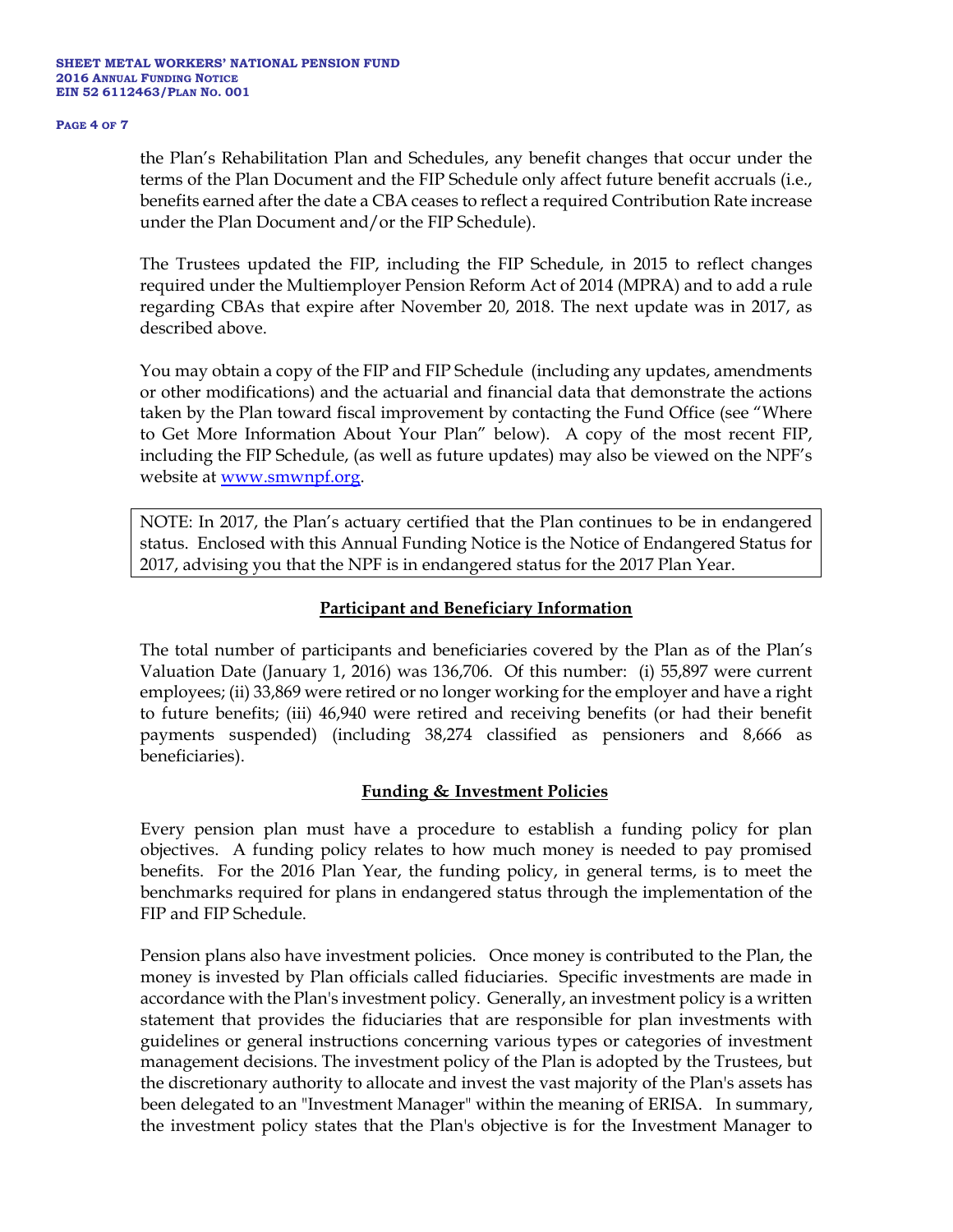the Plan's Rehabilitation Plan and Schedules, any benefit changes that occur under the terms of the Plan Document and the FIP Schedule only affect future benefit accruals (i.e., benefits earned after the date a CBA ceases to reflect a required Contribution Rate increase under the Plan Document and/or the FIP Schedule).

The Trustees updated the FIP, including the FIP Schedule, in 2015 to reflect changes required under the Multiemployer Pension Reform Act of 2014 (MPRA) and to add a rule regarding CBAs that expire after November 20, 2018. The next update was in 2017, as described above.

You may obtain a copy of the FIP and FIP Schedule (including any updates, amendments or other modifications) and the actuarial and financial data that demonstrate the actions taken by the Plan toward fiscal improvement by contacting the Fund Office (see "Where to Get More Information About Your Plan" below). A copy of the most recent FIP, including the FIP Schedule, (as well as future updates) may also be viewed on the NPF's website at [www.smwnpf.org](http://www.smwnpf.org).

> NOTE: In 2017, the Plan's actuary certified that the Plan continues to be in endangered status. Enclosed with this Annual Funding Notice is the Notice of Endangered Status for 2017, advising you that the NPF is in endangered status for the 2017 Plan Year.

## Participant and Beneficiary Information

The total number of participants and beneficiaries covered by the Plan as of the Plan's Valuation Date (January 1, 2016) was 136,706. Of this number: (i) 55,897 were current employees; (ii) 33,869 were retired or no longer working for the employer and have a right to future benefits; (iii) 46,940 were retired and receiving benefits (or had their benefit payments suspended) (including 38,274 classified as pensioners and 8,666 as beneficiaries).

## Funding & Investment Policies

Every pension plan must have a procedure to establish a funding policy for plan objectives. A funding policy relates to how much money is needed to pay promised benefits. For the 2016 Plan Year, the funding policy, in general terms, is to meet the benchmarks required for plans in endangered status through the implementation of the FIP and FIP Schedule.

Pension plans also have investment policies. Once money is contributed to the Plan, the money is invested by Plan officials called fiduciaries. Specific investments are made in accordance with the Plan's investment policy. Generally, an investment policy is a written statement that provides the fiduciaries that are responsible for plan investments with guidelines or general instructions concerning various types or categories of investment management decisions. The investment policy of the Plan is adopted by the Trustees, but the discretionary authority to allocate and invest the vast majority of the Plan's assets has been delegated to an "Investment Manager" within the meaning of ERISA. In summary, the investment policy states that the Plan's objective is for the Investment Manager to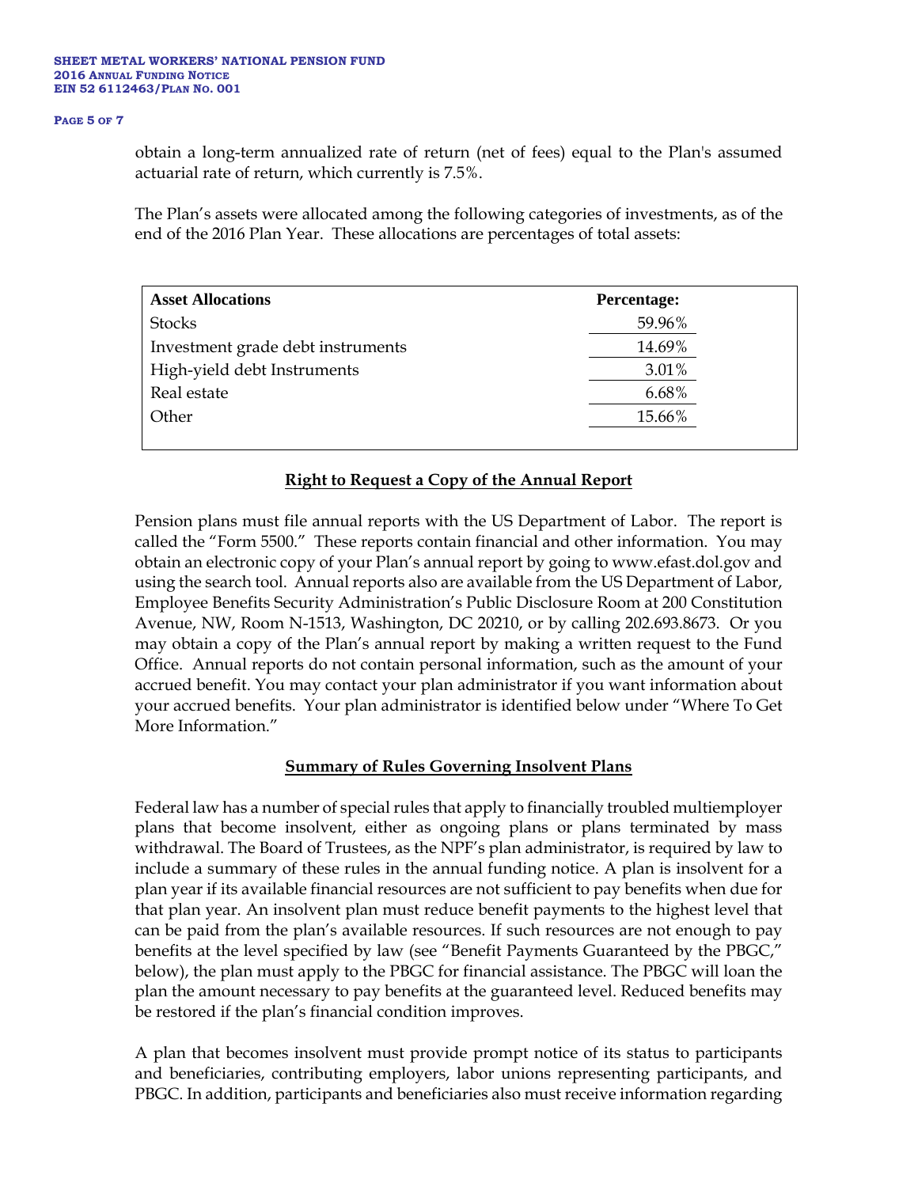obtain a long-term annualized rate of return (net of fees) equal to the Plan's assumed actuarial rate of return, which currently is 7.5%.

The Plan's assets were allocated among the following categories of investments, as of the end of the 2016 Plan Year. These allocations are percentages of total assets:

| Asset Allocations | Percentage: |
|---|---|
| Stocks | 59.96% |
| Investment grade debt instruments | 14.69% |
| High-yield debt Instruments | 3.01% |
| Real estate | 6.68% |
| Other | 15.66% |

## Right to Request a Copy of the Annual Report

Pension plans must file annual reports with the US Department of Labor. The report is called the "Form 5500." These reports contain financial and other information. You may obtain an electronic copy of your Plan's annual report by going to www.efast.dol.gov and using the search tool. Annual reports also are available from the US Department of Labor, Employee Benefits Security Administration's Public Disclosure Room at 200 Constitution Avenue, NW, Room N-1513, Washington, DC 20210, or by calling 202.693.8673. Or you may obtain a copy of the Plan's annual report by making a written request to the Fund Office. Annual reports do not contain personal information, such as the amount of your accrued benefit. You may contact your plan administrator if you want information about your accrued benefits. Your plan administrator is identified below under "Where To Get More Information."

## Summary of Rules Governing Insolvent Plans

Federal law has a number of special rules that apply to financially troubled multiemployer plans that become insolvent, either as ongoing plans or plans terminated by mass withdrawal. The Board of Trustees, as the NPF's plan administrator, is required by law to include a summary of these rules in the annual funding notice. A plan is insolvent for a plan year if its available financial resources are not sufficient to pay benefits when due for that plan year. An insolvent plan must reduce benefit payments to the highest level that can be paid from the plan's available resources. If such resources are not enough to pay benefits at the level specified by law (see "Benefit Payments Guaranteed by the PBGC," below), the plan must apply to the PBGC for financial assistance. The PBGC will loan the plan the amount necessary to pay benefits at the guaranteed level. Reduced benefits may be restored if the plan's financial condition improves.

A plan that becomes insolvent must provide prompt notice of its status to participants and beneficiaries, contributing employers, labor unions representing participants, and PBGC. In addition, participants and beneficiaries also must receive information regarding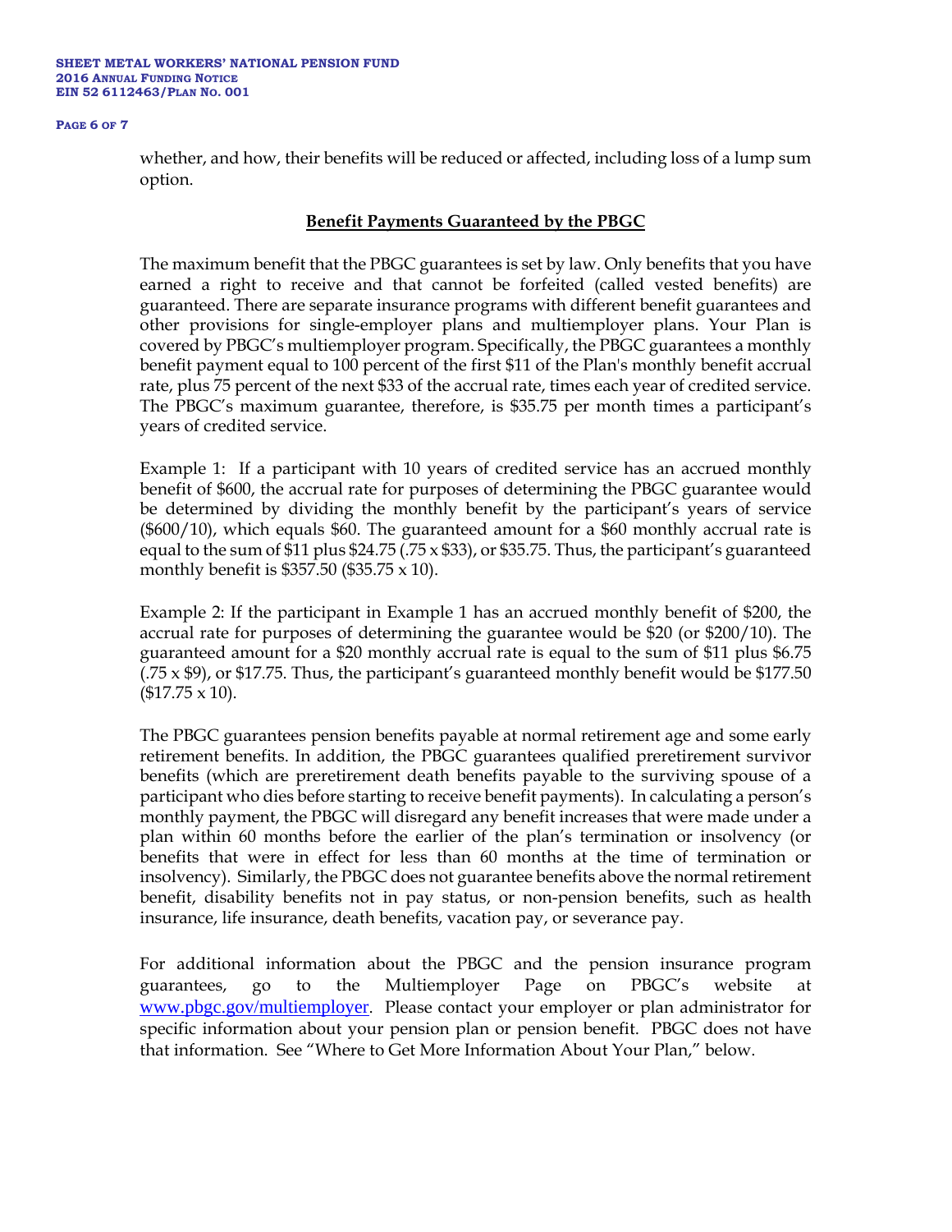whether, and how, their benefits will be reduced or affected, including loss of a lump sum option.

## Benefit Payments Guaranteed by the PBGC

The maximum benefit that the PBGC guarantees is set by law. Only benefits that you have earned a right to receive and that cannot be forfeited (called vested benefits) are guaranteed. There are separate insurance programs with different benefit guarantees and other provisions for single-employer plans and multiemployer plans. Your Plan is covered by PBGC's multiemployer program. Specifically, the PBGC guarantees a monthly benefit payment equal to 100 percent of the first $11 of the Plan's monthly benefit accrual rate, plus 75 percent of the next $33 of the accrual rate, times each year of credited service. The PBGC's maximum guarantee, therefore, is $35.75 per month times a participant's years of credited service.

Example 1: If a participant with 10 years of credited service has an accrued monthly benefit of $600, the accrual rate for purposes of determining the PBGC guarantee would be determined by dividing the monthly benefit by the participant's years of service ($600/10), which equals $60. The guaranteed amount for a $60 monthly accrual rate is equal to the sum of $11 plus $24.75 (.75 x $33), or $35.75. Thus, the participant's guaranteed monthly benefit is $357.50 ($35.75 x 10).

Example 2: If the participant in Example 1 has an accrued monthly benefit of $200, the accrual rate for purposes of determining the guarantee would be $20 (or $200/10). The guaranteed amount for a $20 monthly accrual rate is equal to the sum of $11 plus $6.75 (.75 x $9), or $17.75. Thus, the participant's guaranteed monthly benefit would be $177.50 ($17.75 x 10).

The PBGC guarantees pension benefits payable at normal retirement age and some early retirement benefits. In addition, the PBGC guarantees qualified preretirement survivor benefits (which are preretirement death benefits payable to the surviving spouse of a participant who dies before starting to receive benefit payments). In calculating a person's monthly payment, the PBGC will disregard any benefit increases that were made under a plan within 60 months before the earlier of the plan's termination or insolvency (or benefits that were in effect for less than 60 months at the time of termination or insolvency). Similarly, the PBGC does not guarantee benefits above the normal retirement benefit, disability benefits not in pay status, or non-pension benefits, such as health insurance, life insurance, death benefits, vacation pay, or severance pay.

For additional information about the PBGC and the pension insurance program guarantees, go to the Multiemployer Page on PBGC's website at www.pbgc.gov/multiemployer. Please contact your employer or plan administrator for specific information about your pension plan or pension benefit. PBGC does not have that information. See "Where to Get More Information About Your Plan," below.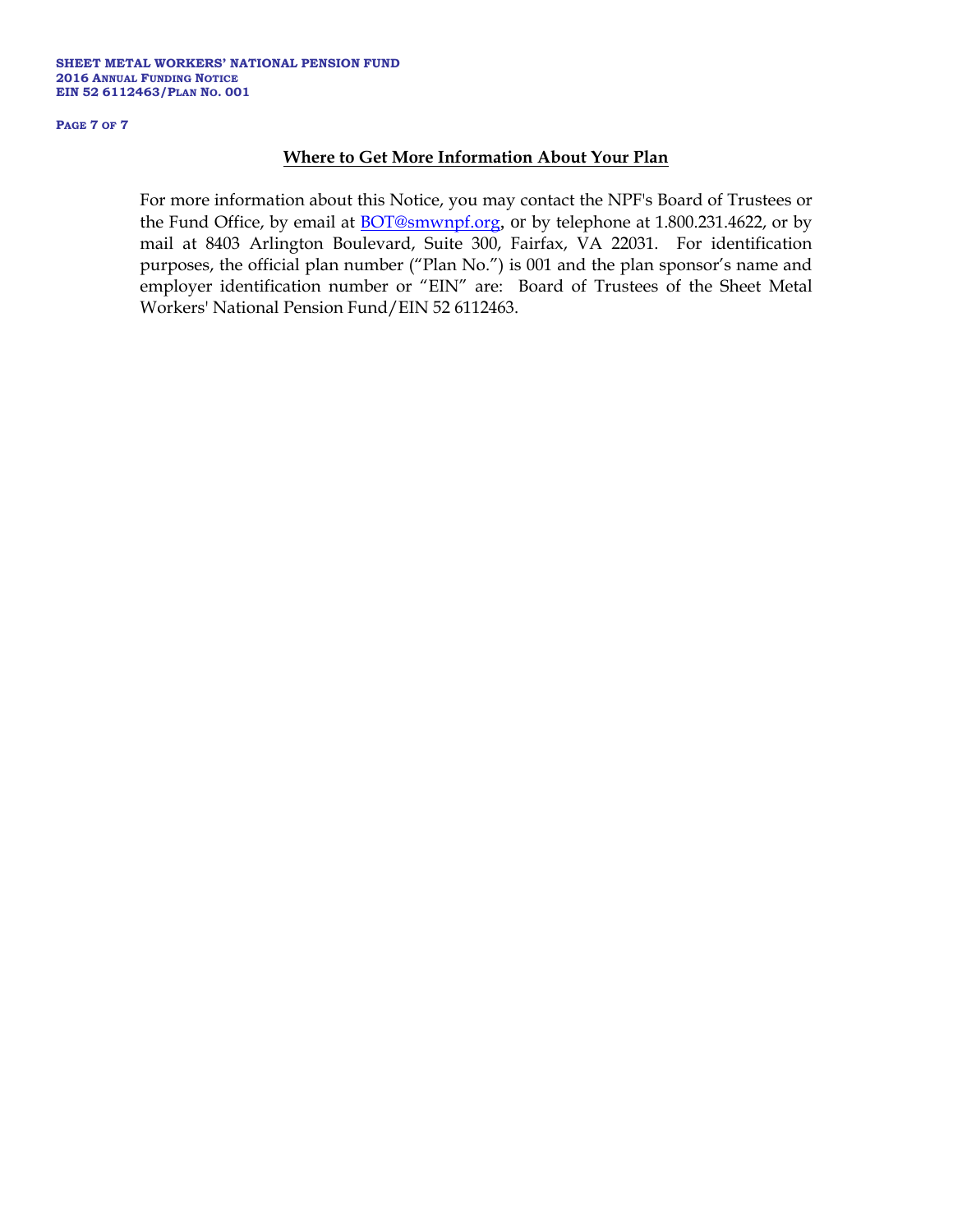## Where to Get More Information About Your Plan

For more information about this Notice, you may contact the NPF's Board of Trustees or the Fund Office, by email at BOT@smwnpf.org, or by telephone at 1.800.231.4622, or by mail at 8403 Arlington Boulevard, Suite 300, Fairfax, VA 22031. For identification purposes, the official plan number ("Plan No.") is 001 and the plan sponsor's name and employer identification number or "EIN" are: Board of Trustees of the Sheet Metal Workers' National Pension Fund/EIN 52 6112463.